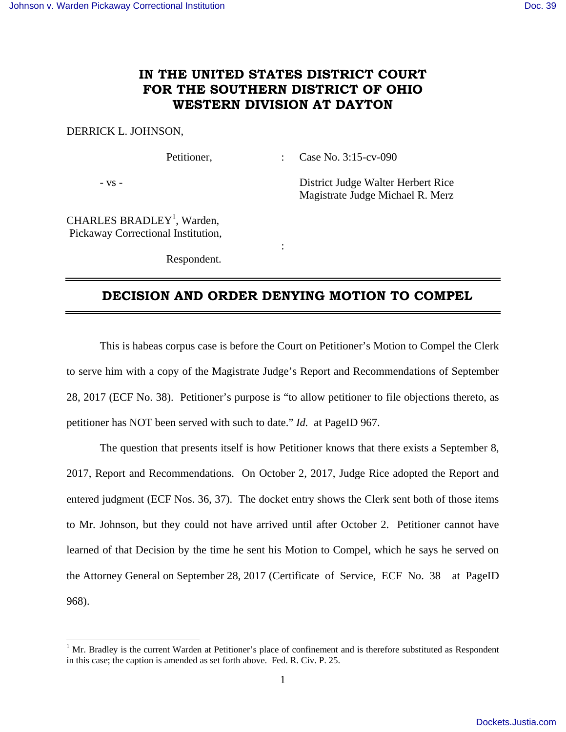# IN THE UNITED STATES DISTRICT COURT FOR THE SOUTHERN DISTRICT OF OHIO WESTERN DIVISION AT DAYTON

DERRICK L. JOHNSON,

Petitioner, : Case No. 3:15-cv-090

- vs - District Judge Walter Herbert Rice
Magistrate Judge Michael R. Merz

CHARLES BRADLEY[1], Warden,
Pickaway Correctional Institution,

:

Respondent.

## DECISION AND ORDER DENYING MOTION TO COMPEL

This is habeas corpus case is before the Court on Petitioner's Motion to Compel the Clerk to serve him with a copy of the Magistrate Judge's Report and Recommendations of September 28, 2017 (ECF No. 38). Petitioner's purpose is "to allow petitioner to file objections thereto, as petitioner has NOT been served with such to date." *Id.* at PageID 967.

The question that presents itself is how Petitioner knows that there exists a September 8, 2017, Report and Recommendations. On October 2, 2017, Judge Rice adopted the Report and entered judgment (ECF Nos. 36, 37). The docket entry shows the Clerk sent both of those items to Mr. Johnson, but they could not have arrived until after October 2. Petitioner cannot have learned of that Decision by the time he sent his Motion to Compel, which he says he served on the Attorney General on September 28, 2017 (Certificate of Service, ECF No. 38 at PageID 968).

[1] Mr. Bradley is the current Warden at Petitioner's place of confinement and is therefore substituted as Respondent in this case; the caption is amended as set forth above. Fed. R. Civ. P. 25.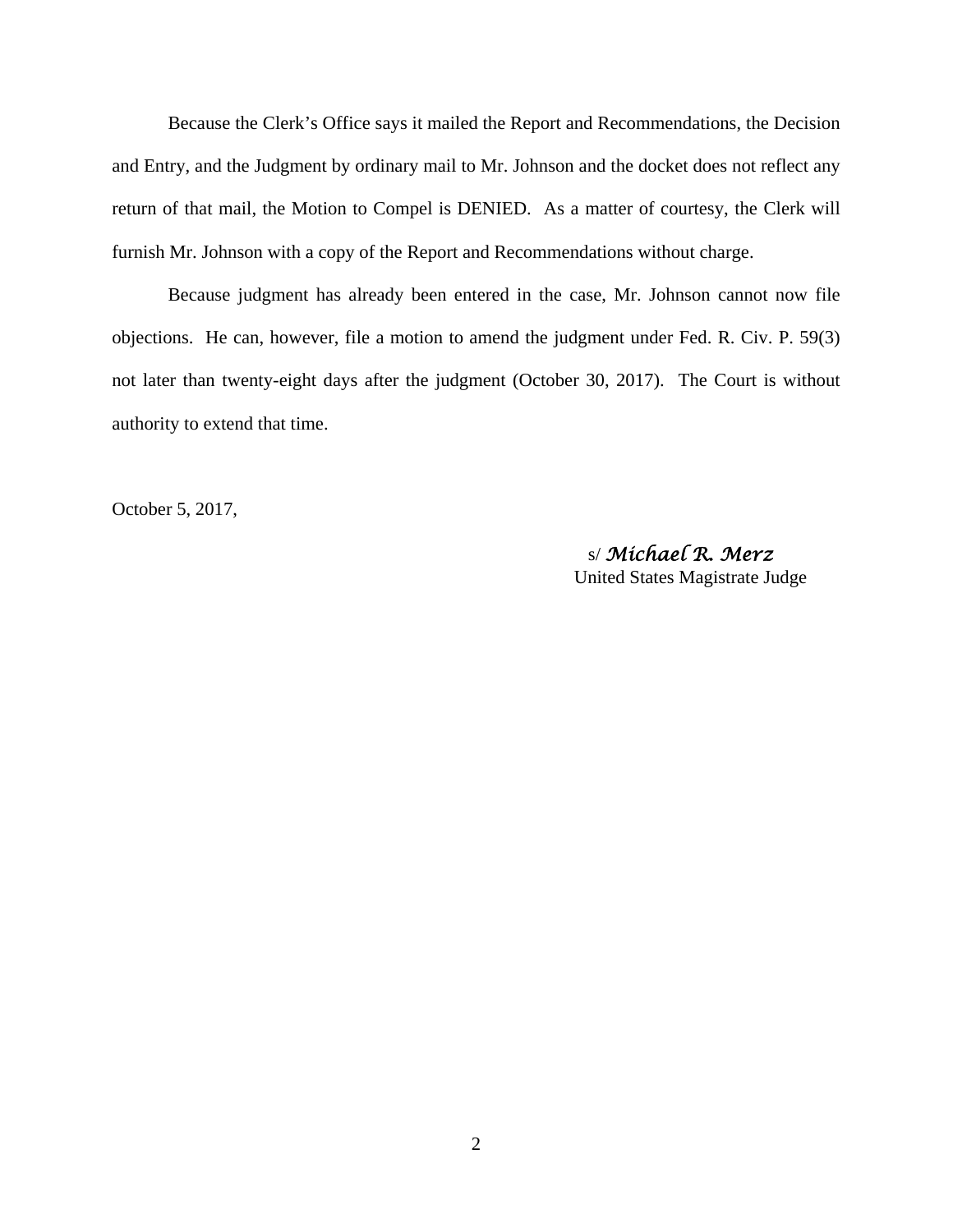Because the Clerk's Office says it mailed the Report and Recommendations, the Decision and Entry, and the Judgment by ordinary mail to Mr. Johnson and the docket does not reflect any return of that mail, the Motion to Compel is DENIED. As a matter of courtesy, the Clerk will furnish Mr. Johnson with a copy of the Report and Recommendations without charge.

Because judgment has already been entered in the case, Mr. Johnson cannot now file objections. He can, however, file a motion to amend the judgment under Fed. R. Civ. P. 59(3) not later than twenty-eight days after the judgment (October 30, 2017). The Court is without authority to extend that time.

October 5, 2017,

s/ *Michael R. Merz*
United States Magistrate Judge